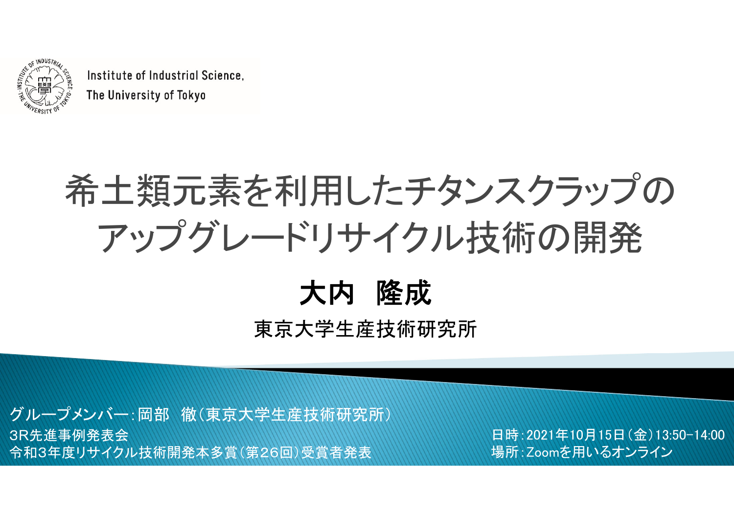Institute of Industrial Science,
The University of Tokyo

# 希土類元素を利用したチタンスクラップのアップグレードリサイクル技術の開発

**大内　隆成**

東京大学生産技術研究所

グループメンバー：岡部　徹（東京大学生産技術研究所）

3R先進事例発表会
令和3年度リサイクル技術開発本多賞（第26回）受賞者発表

日時：2021年10月15日（金）13:50−14:00
場所：Zoomを用いるオンライン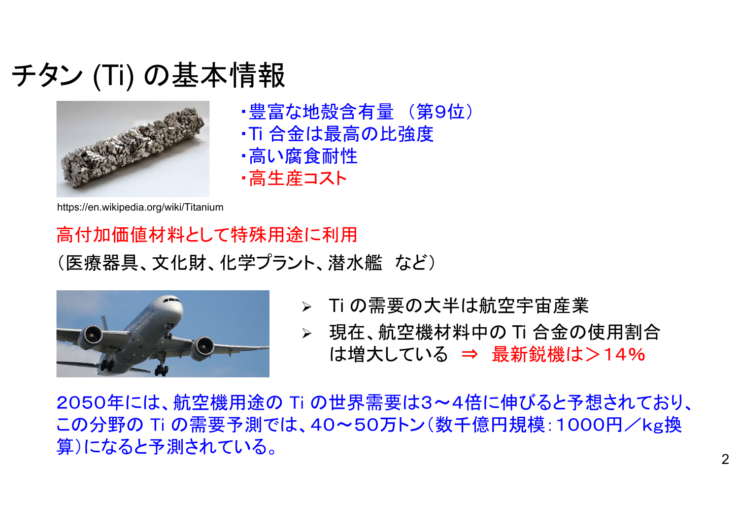# チタン (Ti) の基本情報

・豊富な地殻含有量 （第9位）
・Ti 合金は最高の比強度
・高い腐食耐性
・高生産コスト

https://en.wikipedia.org/wiki/Titanium

高付加価値材料として特殊用途に利用

（医療器具、文化財、化学プラント、潜水艦　など）

- Ti の需要の大半は航空宇宙産業
- 現在、航空機材料中の Ti 合金の使用割合は増大している ⇒ 最新鋭機は＞14％

2050年には、航空機用途の Ti の世界需要は3～4倍に伸びると予想されており、この分野の Ti の需要予測では、40～50万トン（数千億円規模：1000円／kg換算）になると予測されている。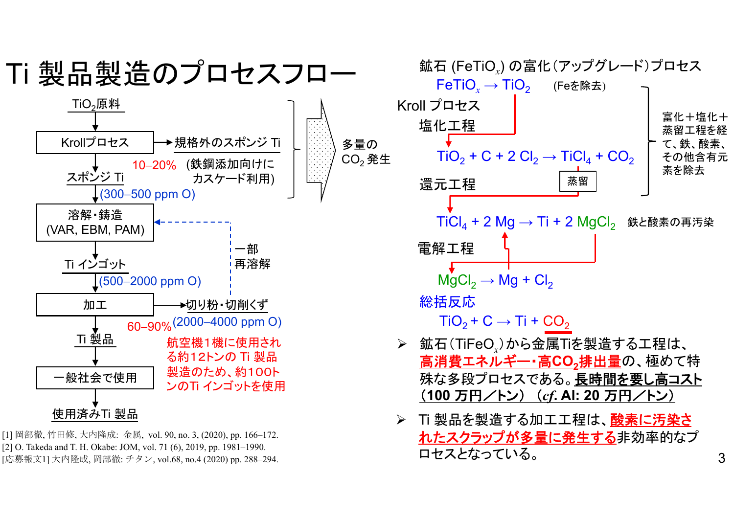# Ti 製品製造のプロセスフロー

- $TiO_2$原料
  ↓
- **Krollプロセス** → 規格外のスポンジ Ti（鉄鋼添加向けにカスケード利用） 10–20%
  ↓
- スポンジ Ti (300–500 ppm O)
  ↓
- **溶解・鋳造 (VAR, EBM, PAM)** ← 一部再溶解（切り粉・切削くずより）
  ↓
- Ti インゴット (500–2000 ppm O)
  ↓
- **加工** → 切り粉・切削くず (2000–4000 ppm O) 60–90%
  ↓
- Ti 製品
  ↓
- **一般社会で使用**
  ↓
- 使用済みTi 製品

Krollプロセス〜規格外のスポンジ Ti：多量の $CO_2$ 発生

航空機1機に使用される約12トンの Ti 製品製造のため、約100トンのTi インゴットを使用

[1] 岡部徹, 竹田修, 大内隆成: 金属, vol. 90, no. 3, (2020), pp. 166–172.
[2] O. Takeda and T. H. Okabe: JOM, vol. 71 (6), 2019, pp. 1981–1990.
[応募報文1] 大内隆成, 岡部徹: チタン, vol.68, no.4 (2020) pp. 288–294.

鉱石 ($FeTiO_x$) の富化（アップグレード）プロセス

$$FeTiO_x \rightarrow TiO_2$$ (Feを除去)

Kroll プロセス

塩化工程

$$TiO_2 + C + 2\,Cl_2 \rightarrow TiCl_4 + CO_2$$

蒸留

（富化＋塩化＋蒸留工程を経て、鉄、酸素、その他含有元素を除去）

還元工程

$$TiCl_4 + 2\,Mg \rightarrow Ti + 2\,MgCl_2$$ 鉄と酸素の再汚染

電解工程

$$MgCl_2 \rightarrow Mg + Cl_2$$

総括反応

$$TiO_2 + C \rightarrow Ti + CO_2$$

- 鉱石（$TiFeO_x$）から金属Tiを製造する工程は、**高消費エネルギー・高$CO_2$排出量**の、極めて特殊な多段プロセスである。**長時間を要し高コスト（100 万円／トン）（*cf*. Al: 20 万円／トン）**
- Ti 製品を製造する加工工程は、**酸素に汚染されたスクラップが多量に発生する**非効率的なプロセスとなっている。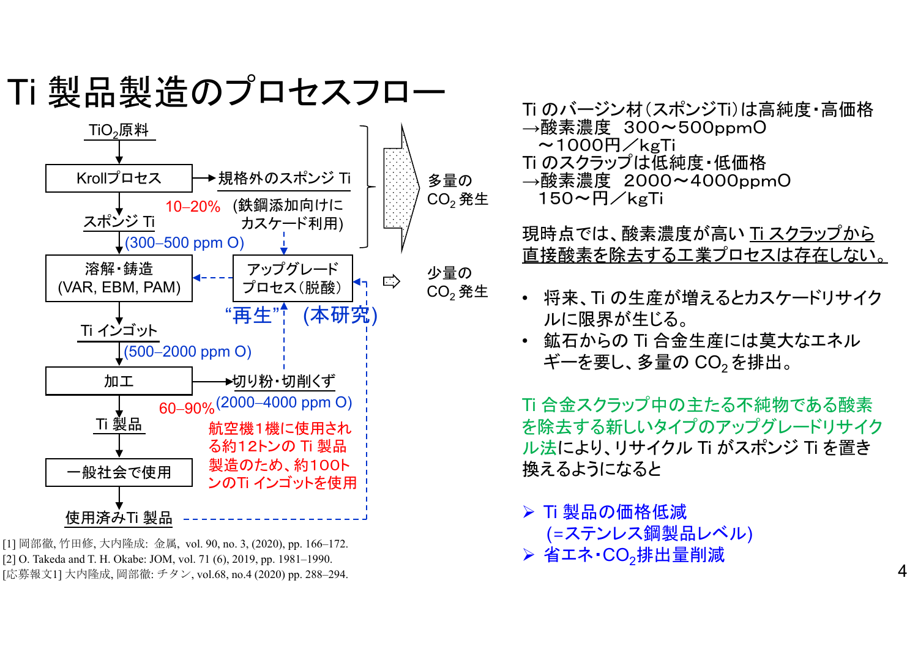# Ti 製品製造のプロセスフロー

$TiO_2$原料

↓

Krollプロセス → 規格外のスポンジ Ti (鉄鋼添加向けにカスケード利用)

10–20%

↓

スポンジ Ti (300–500 ppm O)

↓

溶解・鋳造 (VAR, EBM, PAM) ← アップグレードプロセス（脱酸） “再生” (本研究)

↓

Ti インゴット (500–2000 ppm O)

↓

加工 → 切り粉・切削くず (2000–4000 ppm O)

60–90%

航空機１機に使用される約12トンの Ti 製品製造のため、約100トンのTi インゴットを使用

↓

Ti 製品

↓

一般社会で使用

↓

使用済みTi 製品

多量の $CO_2$ 発生

少量の $CO_2$ 発生

[1] 岡部徹, 竹田修, 大内隆成: 金属, vol. 90, no. 3, (2020), pp. 166–172.
[2] O. Takeda and T. H. Okabe: JOM, vol. 71 (6), 2019, pp. 1981–1990.
[応募報文1] 大内隆成, 岡部徹: チタン, vol.68, no.4 (2020) pp. 288–294.

Ti のバージン材（スポンジTi）は高純度・高価格
→酸素濃度　300～500ppmO
　～1000円／kgTi
Ti のスクラップは低純度・低価格
→酸素濃度　2000～4000ppmO
　150～円／kgTi

現時点では、酸素濃度が高い Ti スクラップから直接酸素を除去する工業プロセスは存在しない。

- 将来、Ti の生産が増えるとカスケードリサイクルに限界が生じる。
- 鉱石からの Ti 合金生産には莫大なエネルギーを要し、多量の $CO_2$ を排出。

Ti 合金スクラップ中の主たる不純物である酸素を除去する新しいタイプのアップグレードリサイクル法により、リサイクル Ti がスポンジ Ti を置き換えるようになると

- ➢ Ti 製品の価格低減 (=ステンレス鋼製品レベル)
- ➢ 省エネ・$CO_2$排出量削減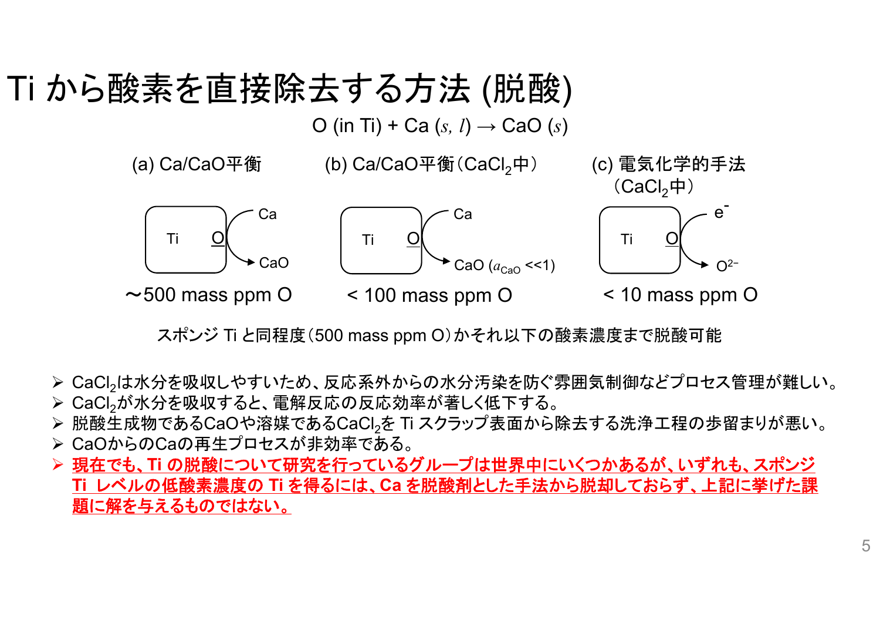# Ti から酸素を直接除去する方法 (脱酸)

$$\text{O (in Ti)} + \text{Ca} (s, l) \rightarrow \text{CaO} (s)$$

(a) Ca/CaO平衡

Ti　O → Ca → CaO

～500 mass ppm O

(b) Ca/CaO平衡（$CaCl_2$中）

Ti　O → Ca → CaO ($a_{CaO}$ <<1)

< 100 mass ppm O

(c) 電気化学的手法（$CaCl_2$中）

Ti　O → $e^-$ → $O^{2-}$

< 10 mass ppm O

スポンジ Ti と同程度（500 mass ppm O）かそれ以下の酸素濃度まで脱酸可能

- $CaCl_2$は水分を吸収しやすいため、反応系外からの水分汚染を防ぐ雰囲気制御などプロセス管理が難しい。
- $CaCl_2$が水分を吸収すると、電解反応の反応効率が著しく低下する。
- 脱酸生成物であるCaOや溶媒である$CaCl_2$を Ti スクラップ表面から除去する洗浄工程の歩留まりが悪い。
- CaOからのCaの再生プロセスが非効率である。
- **現在でも、Ti の脱酸について研究を行っているグループは世界中にいくつかあるが、いずれも、スポンジ Ti レベルの低酸素濃度の Ti を得るには、Ca を脱酸剤とした手法から脱却しておらず、上記に挙げた課題に解を与えるものではない。**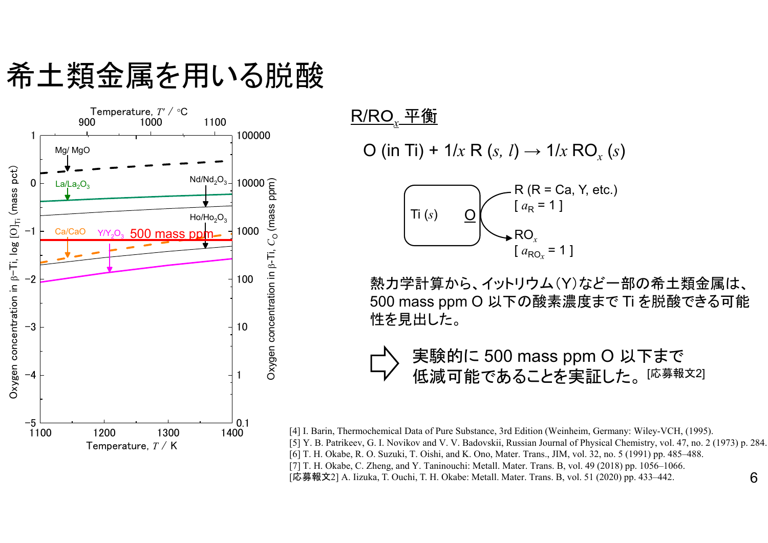# 希土類金属を用いる脱酸

## $R/RO_x$ 平衡

$$O\ (\text{in Ti}) + 1/x\ R\ (s,\ l) \rightarrow 1/x\ RO_x\ (s)$$

Ti ($s$)　O

R (R = Ca, Y, etc.) [ $a_R = 1$ ]

$RO_x$ [ $a_{RO_x} = 1$ ]

熱力学計算から、イットリウム（Y）など一部の希土類金属は、500 mass ppm O 以下の酸素濃度まで Ti を脱酸できる可能性を見出した。

⇨ 実験的に 500 mass ppm O 以下まで低減可能であることを実証した。[応募報文2]

[4] I. Barin, Thermochemical Data of Pure Substance, 3rd Edition (Weinheim, Germany: Wiley-VCH, (1995).
[5] Y. B. Patrikeev, G. I. Novikov and V. V. Badovskii, Russian Journal of Physical Chemistry, vol. 47, no. 2 (1973) p. 284.
[6] T. H. Okabe, R. O. Suzuki, T. Oishi, and K. Ono, Mater. Trans., JIM, vol. 32, no. 5 (1991) pp. 485–488.
[7] T. H. Okabe, C. Zheng, and Y. Taninouchi: Metall. Mater. Trans. B, vol. 49 (2018) pp. 1056–1066.
[応募報文2] A. Iizuka, T. Ouchi, T. H. Okabe: Metall. Mater. Trans. B, vol. 51 (2020) pp. 433–442.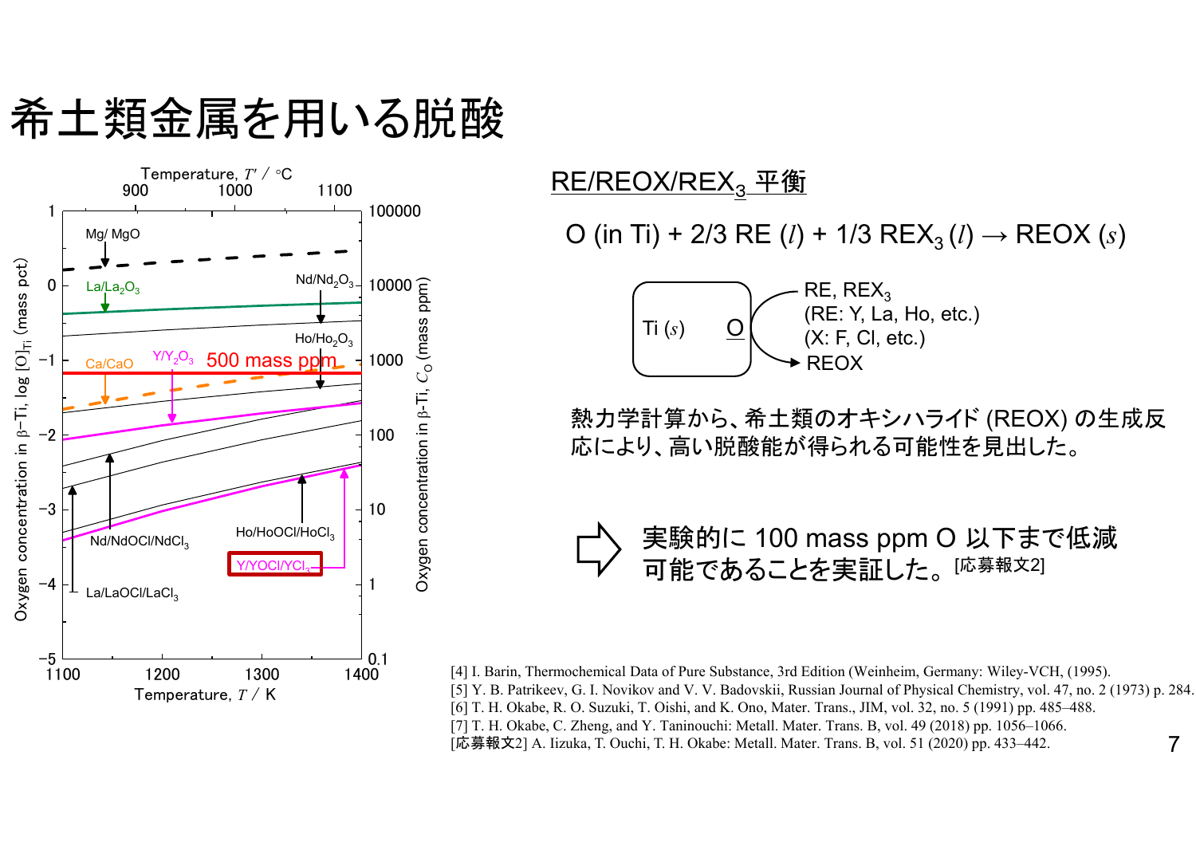# 希土類金属を用いる脱酸

Temperature, $T'$ / °C

Oxygen concentration in β−Ti, log $[O]_{Ti}$ (mass pct)

Oxygen concentration in β−Ti, $C_O$ (mass ppm)

Temperature, $T$ / K

Mg/ MgO

$La/La_2O_3$

$Nd/Nd_2O_3$

$Ho/Ho_2O_3$

Ca/CaO

$Y/Y_2O_3$

500 mass ppm

$Nd/NdOCl/NdCl_3$

$Ho/HoOCl/HoCl_3$

$Y/YOCl/YCl_3$

$La/LaOCl/LaCl_3$

## RE/REOX/REX$_3$ 平衡

$$\text{O (in Ti)} + 2/3\ \text{RE}\ (l) + 1/3\ \text{REX}_3\ (l) \rightarrow \text{REOX}\ (s)$$

Ti ($s$) O → RE, REX$_3$ (RE: Y, La, Ho, etc.) (X: F, Cl, etc.) → REOX

熱力学計算から、希土類のオキシハライド (REOX) の生成反応により、高い脱酸能が得られる可能性を見出した。

⇨ 実験的に 100 mass ppm O 以下まで低減可能であることを実証した。[応募報文2]

[4] I. Barin, Thermochemical Data of Pure Substance, 3rd Edition (Weinheim, Germany: Wiley-VCH, (1995).
[5] Y. B. Patrikeev, G. I. Novikov and V. V. Badovskii, Russian Journal of Physical Chemistry, vol. 47, no. 2 (1973) p. 284.
[6] T. H. Okabe, R. O. Suzuki, T. Oishi, and K. Ono, Mater. Trans., JIM, vol. 32, no. 5 (1991) pp. 485–488.
[7] T. H. Okabe, C. Zheng, and Y. Taninouchi: Metall. Mater. Trans. B, vol. 49 (2018) pp. 1056–1066.
[応募報文2] A. Iizuka, T. Ouchi, T. H. Okabe: Metall. Mater. Trans. B, vol. 51 (2020) pp. 433–442.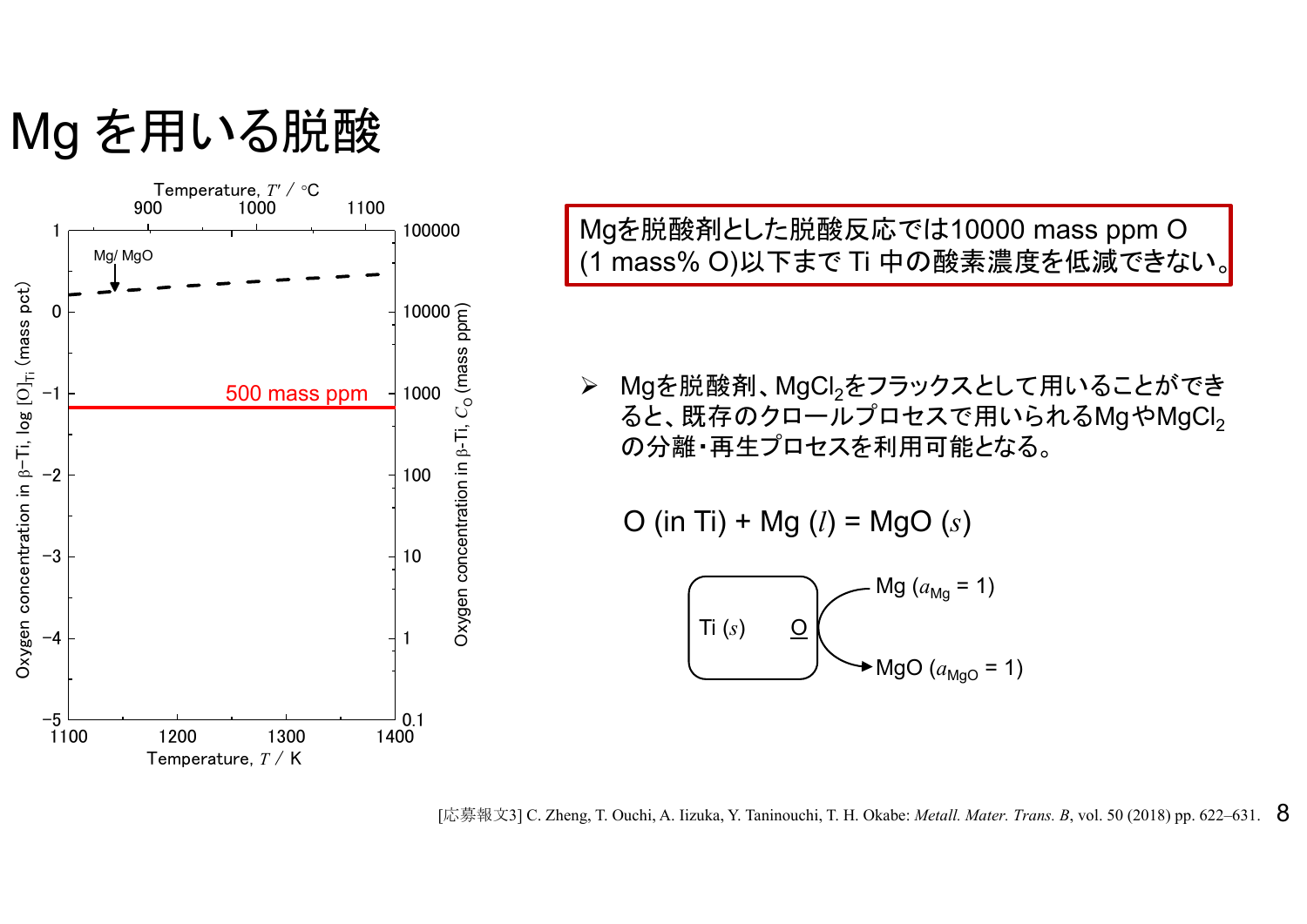# Mg を用いる脱酸

Temperature, $T'$ / °C

Mg/ MgO

500 mass ppm

Temperature, $T$ / K

Oxygen concentration in β−Ti, log $[O]_{Ti}$ (mass pct)

Oxygen concentration in β-Ti, $C_O$ (mass ppm)

**Mgを脱酸剤とした脱酸反応では10000 mass ppm O (1 mass% O)以下まで Ti 中の酸素濃度を低減できない。**

- Mgを脱酸剤、$MgCl_2$をフラックスとして用いることができると、既存のクロールプロセスで用いられるMgや$MgCl_2$の分離・再生プロセスを利用可能となる。

$$\text{O (in Ti)} + \text{Mg } (l) = \text{MgO } (s)$$

Ti ($s$)　O

Mg ($a_{Mg}$ = 1)

MgO ($a_{MgO}$ = 1)

[応募報文3] C. Zheng, T. Ouchi, A. Iizuka, Y. Taninouchi, T. H. Okabe: *Metall. Mater. Trans. B*, vol. 50 (2018) pp. 622–631.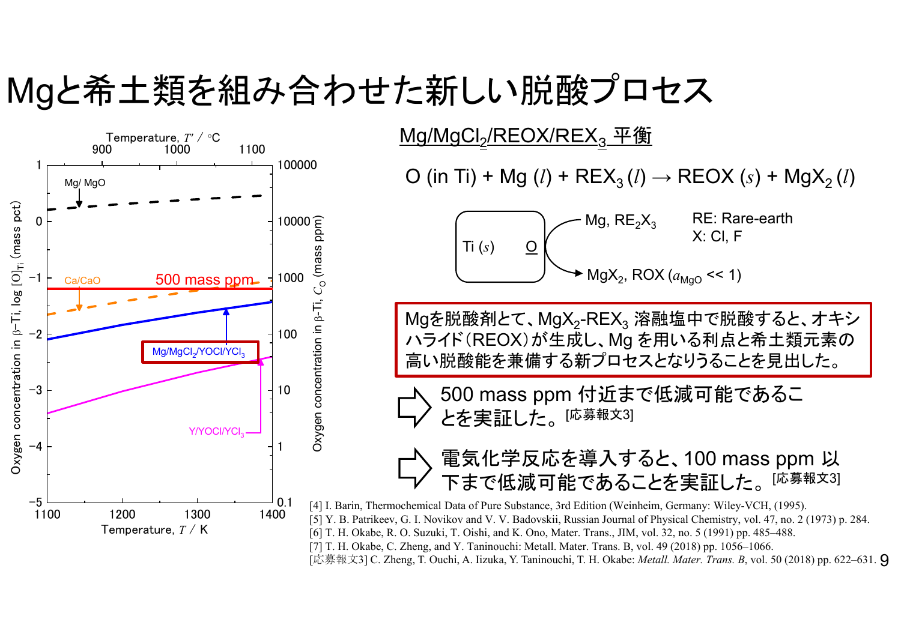# Mgと希土類を組み合わせた新しい脱酸プロセス

## $Mg/MgCl_2/REOX/REX_3$ 平衡

$$\text{O (in Ti)} + \text{Mg}\,(l) + \text{REX}_3\,(l) \rightarrow \text{REOX}\,(s) + \text{MgX}_2\,(l)$$

Ti ($s$)　O → Mg, $RE_2X_3$ → $MgX_2$, ROX ($a_{MgO}$ << 1)

RE: Rare-earth
X: Cl, F

**Mgを脱酸剤とて、$MgX_2$-$REX_3$ 溶融塩中で脱酸すると、オキシハライド（REOX）が生成し、Mg を用いる利点と希土類元素の高い脱酸能を兼備する新プロセスとなりうることを見出した。**

⇨ 500 mass ppm 付近まで低減可能であることを実証した。[応募報文3]

⇨ 電気化学反応を導入すると、100 mass ppm 以下まで低減可能であることを実証した。[応募報文3]

Figure: Oxygen concentration in β-Ti, log $[O]_{Ti}$ (mass pct) / Oxygen concentration in β-Ti, $C_O$ (mass ppm) vs. Temperature, $T$ / K (1100–1400) and Temperature, $T'$ / °C (900–1100). Curves: Mg/ MgO, Ca/CaO, 500 mass ppm, $Mg/MgCl_2/YOCl/YCl_3$, $Y/YOCl/YCl_3$.

[4] I. Barin, Thermochemical Data of Pure Substance, 3rd Edition (Weinheim, Germany: Wiley-VCH, (1995).
[5] Y. B. Patrikeev, G. I. Novikov and V. V. Badovskii, Russian Journal of Physical Chemistry, vol. 47, no. 2 (1973) p. 284.
[6] T. H. Okabe, R. O. Suzuki, T. Oishi, and K. Ono, Mater. Trans., JIM, vol. 32, no. 5 (1991) pp. 485–488.
[7] T. H. Okabe, C. Zheng, and Y. Taninouchi: Metall. Mater. Trans. B, vol. 49 (2018) pp. 1056–1066.
[応募報文3] C. Zheng, T. Ouchi, A. Iizuka, Y. Taninouchi, T. H. Okabe: *Metall. Mater. Trans. B*, vol. 50 (2018) pp. 622–631.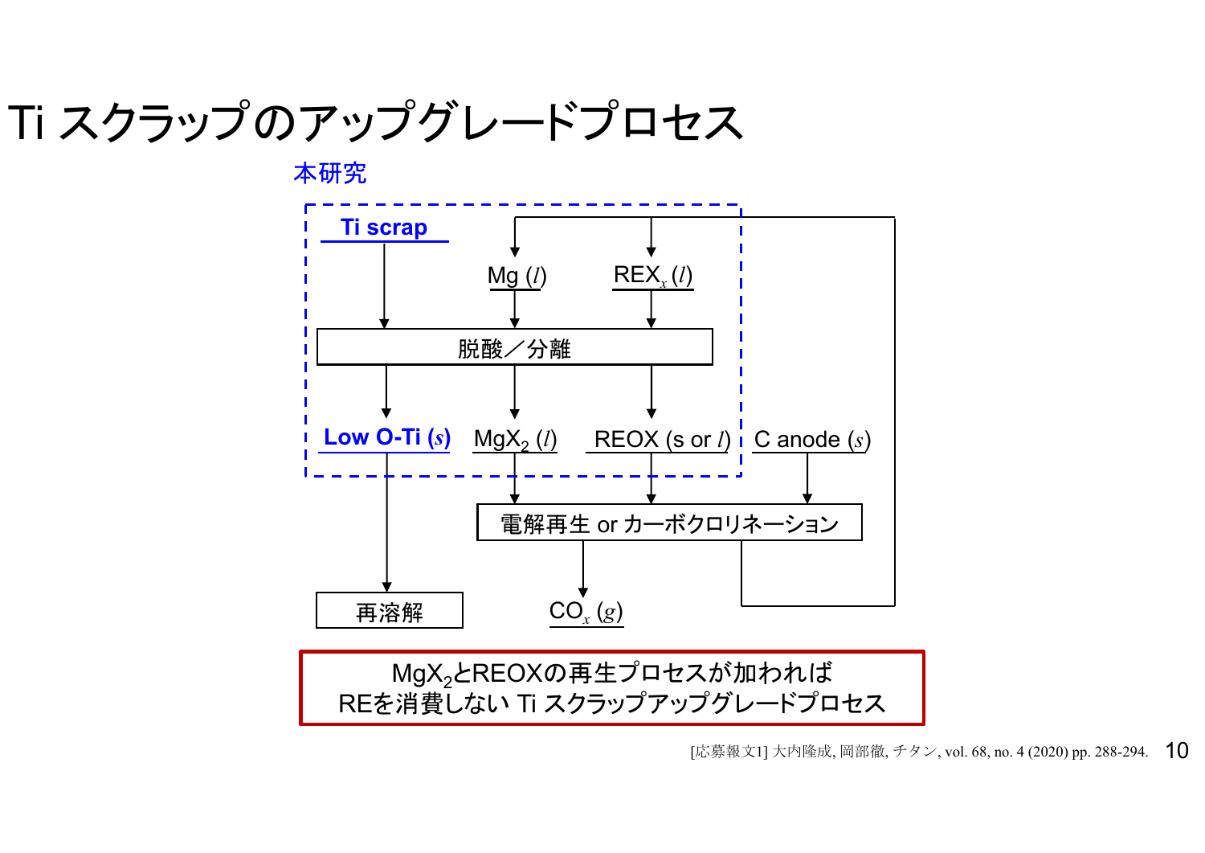# Ti スクラップのアップグレードプロセス

本研究

Ti scrap

Mg (*l*)

$REX_x$ (*l*)

脱酸／分離

Low O-Ti (*s*)

$MgX_2$ (*l*)

REOX (s or *l*)

C anode (*s*)

電解再生 or カーボクロリネーション

再溶解

$CO_x$ (*g*)

$MgX_2$とREOXの再生プロセスが加われば
REを消費しない Ti スクラップアップグレードプロセス

[応募報文1] 大内隆成, 岡部徹, チタン, vol. 68, no. 4 (2020) pp. 288-294.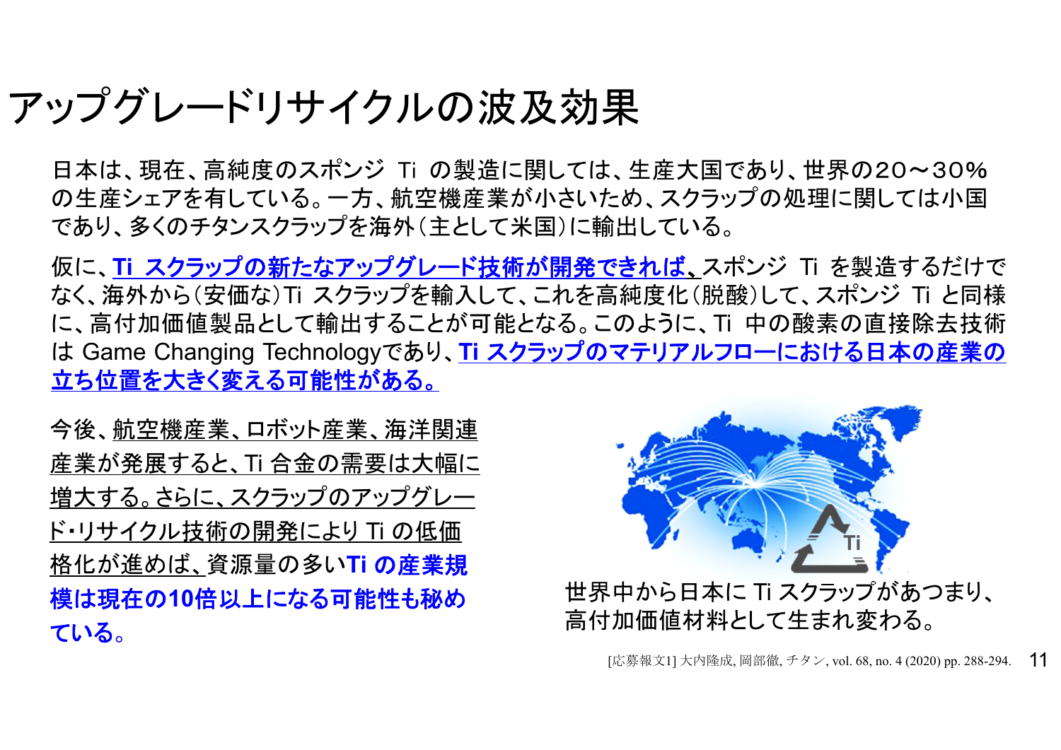# アップグレードリサイクルの波及効果

日本は、現在、高純度のスポンジ Ti の製造に関しては、生産大国であり、世界の20～30%の生産シェアを有している。一方、航空機産業が小さいため、スクラップの処理に関しては小国であり、多くのチタンスクラップを海外（主として米国）に輸出している。

仮に、**Ti スクラップの新たなアップグレード技術が開発できれば、**スポンジ Ti を製造するだけでなく、海外から（安価な）Ti スクラップを輸入して、これを高純度化（脱酸）して、スポンジ Ti と同様に、高付加価値製品として輸出することが可能となる。このように、Ti 中の酸素の直接除去技術は Game Changing Technologyであり、**Ti スクラップのマテリアルフローにおける日本の産業の立ち位置を大きく変える可能性がある。**

今後、航空機産業、ロボット産業、海洋関連産業が発展すると、Ti 合金の需要は大幅に増大する。さらに、スクラップのアップグレード・リサイクル技術の開発により Ti の低価格化が進めば、資源量の多い**Ti の産業規模は現在の10倍以上になる可能性も秘めている。**

世界中から日本に Ti スクラップがあつまり、高付加価値材料として生まれ変わる。

[応募報文1] 大内隆成, 岡部徹, チタン, vol. 68, no. 4 (2020) pp. 288-294.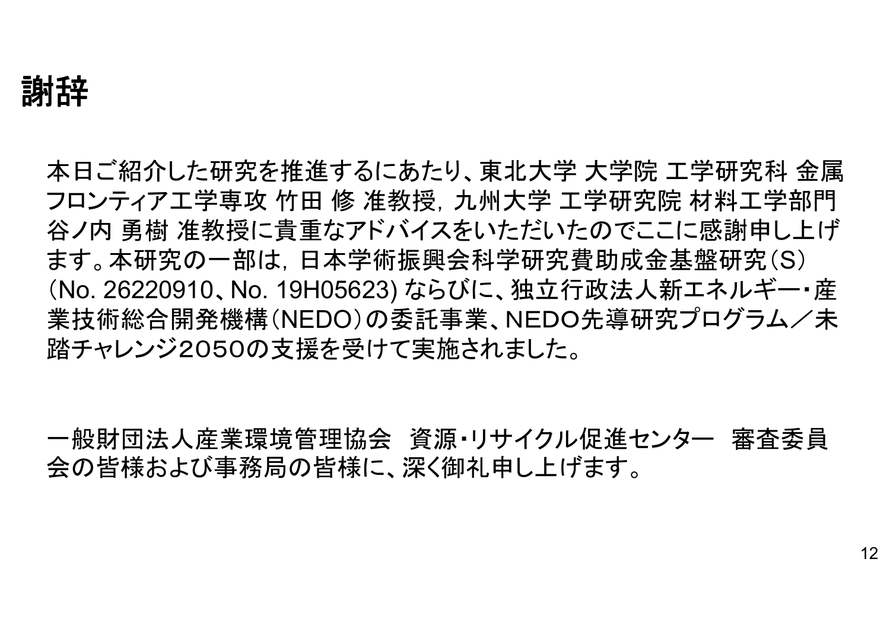# 謝辞

本日ご紹介した研究を推進するにあたり、東北大学 大学院 工学研究科 金属フロンティア工学専攻 竹田 修 准教授，九州大学 工学研究院 材料工学部門 谷ノ内 勇樹 准教授に貴重なアドバイスをいただいたのでここに感謝申し上げます。本研究の一部は，日本学術振興会科学研究費助成金基盤研究（S）（No. 26220910、No. 19H05623) ならびに、独立行政法人新エネルギー・産業技術総合開発機構（NEDO）の委託事業、NEDO先導研究プログラム／未踏チャレンジ２０５０の支援を受けて実施されました。

一般財団法人産業環境管理協会　資源・リサイクル促進センター　審査委員会の皆様および事務局の皆様に、深く御礼申し上げます。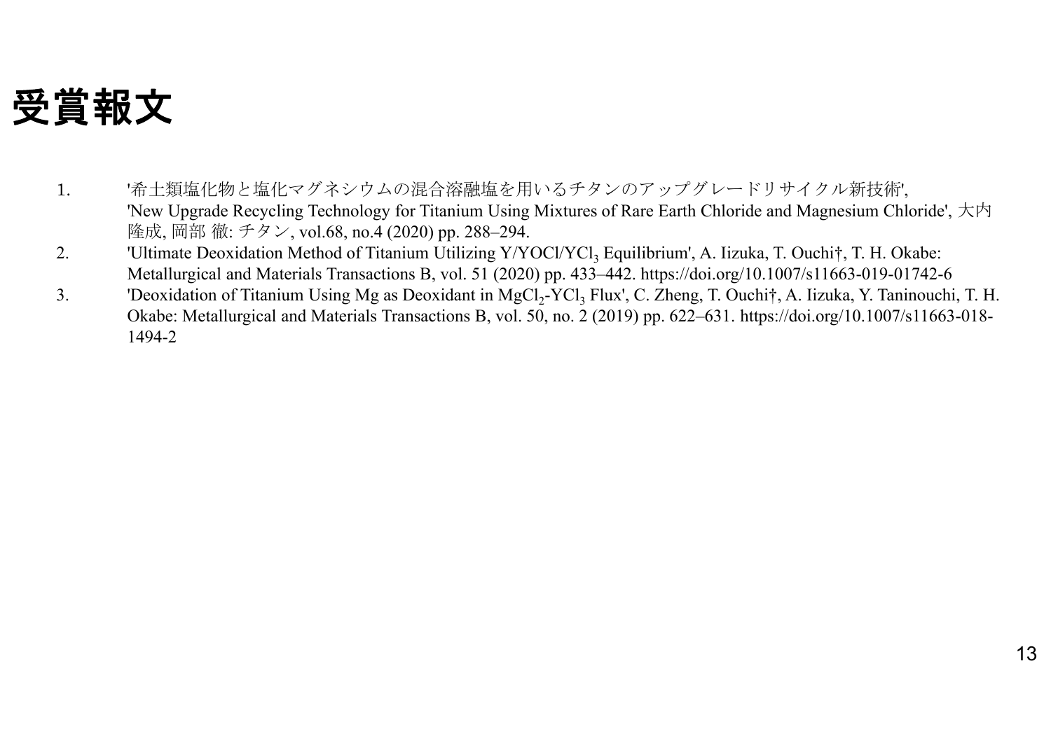# 受賞報文

1. '希土類塩化物と塩化マグネシウムの混合溶融塩を用いるチタンのアップグレードリサイクル新技術', 'New Upgrade Recycling Technology for Titanium Using Mixtures of Rare Earth Chloride and Magnesium Chloride', 大内 隆成, 岡部 徹: チタン, vol.68, no.4 (2020) pp. 288–294.
2. 'Ultimate Deoxidation Method of Titanium Utilizing Y/YOCl/$YCl_3$ Equilibrium', A. Iizuka, T. Ouchi†, T. H. Okabe: Metallurgical and Materials Transactions B, vol. 51 (2020) pp. 433–442. https://doi.org/10.1007/s11663-019-01742-6
3. 'Deoxidation of Titanium Using Mg as Deoxidant in $MgCl_2$-$YCl_3$ Flux', C. Zheng, T. Ouchi†, A. Iizuka, Y. Taninouchi, T. H. Okabe: Metallurgical and Materials Transactions B, vol. 50, no. 2 (2019) pp. 622–631. https://doi.org/10.1007/s11663-018-1494-2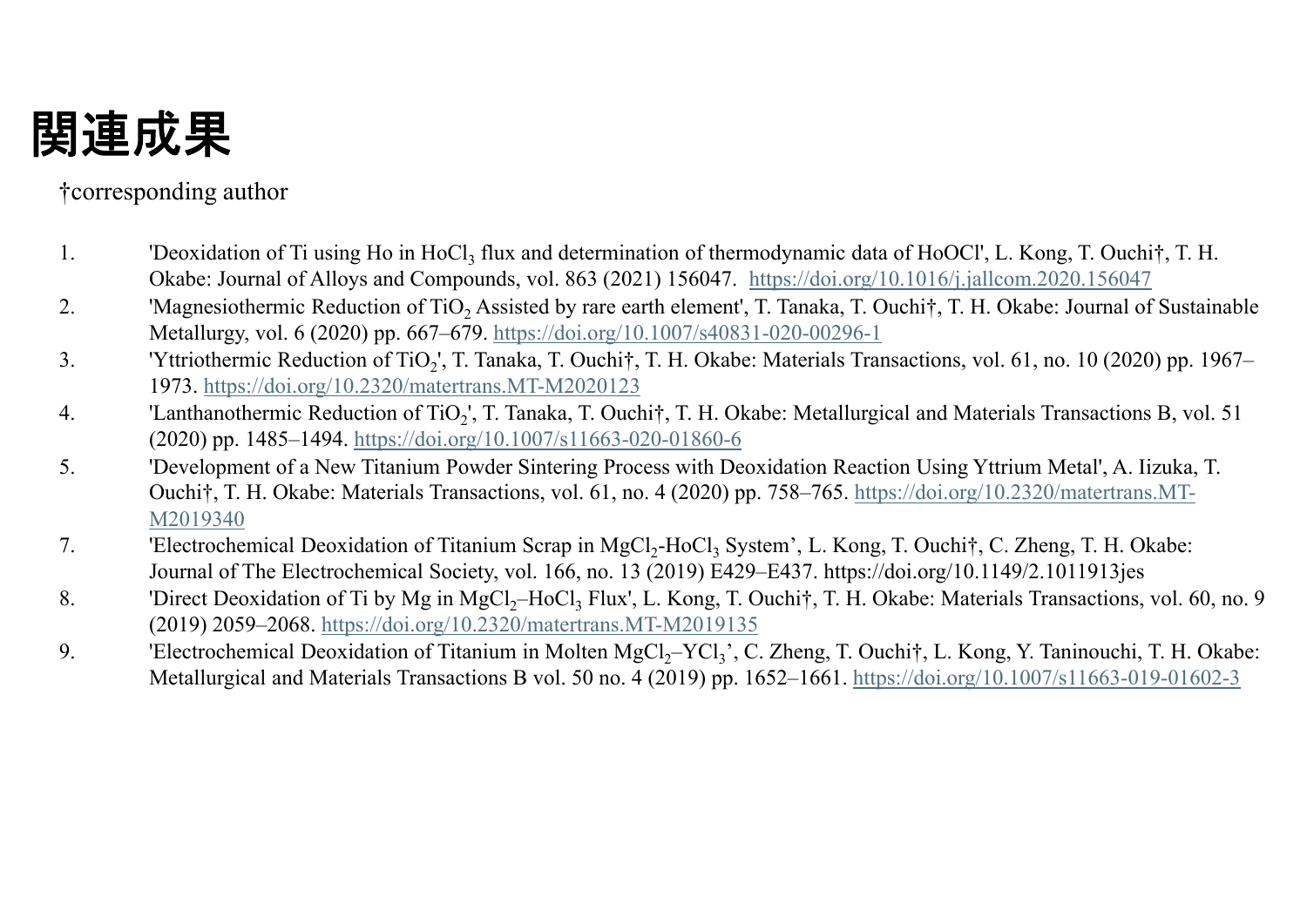# 関連成果

†corresponding author

1. 'Deoxidation of Ti using Ho in $HoCl_3$ flux and determination of thermodynamic data of HoOCl', L. Kong, T. Ouchi†, T. H. Okabe: Journal of Alloys and Compounds, vol. 863 (2021) 156047. https://doi.org/10.1016/j.jallcom.2020.156047
2. 'Magnesiothermic Reduction of $TiO_2$ Assisted by rare earth element', T. Tanaka, T. Ouchi†, T. H. Okabe: Journal of Sustainable Metallurgy, vol. 6 (2020) pp. 667–679. https://doi.org/10.1007/s40831-020-00296-1
3. 'Yttriothermic Reduction of $TiO_2$', T. Tanaka, T. Ouchi†, T. H. Okabe: Materials Transactions, vol. 61, no. 10 (2020) pp. 1967–1973. https://doi.org/10.2320/matertrans.MT-M2020123
4. 'Lanthanothermic Reduction of $TiO_2$', T. Tanaka, T. Ouchi†, T. H. Okabe: Metallurgical and Materials Transactions B, vol. 51 (2020) pp. 1485–1494. https://doi.org/10.1007/s11663-020-01860-6
5. 'Development of a New Titanium Powder Sintering Process with Deoxidation Reaction Using Yttrium Metal', A. Iizuka, T. Ouchi†, T. H. Okabe: Materials Transactions, vol. 61, no. 4 (2020) pp. 758–765. https://doi.org/10.2320/matertrans.MT-M2019340

7. 'Electrochemical Deoxidation of Titanium Scrap in $MgCl_2$-$HoCl_3$ System', L. Kong, T. Ouchi†, C. Zheng, T. H. Okabe: Journal of The Electrochemical Society, vol. 166, no. 13 (2019) E429–E437. https://doi.org/10.1149/2.1011913jes
8. 'Direct Deoxidation of Ti by Mg in $MgCl_2$–$HoCl_3$ Flux', L. Kong, T. Ouchi†, T. H. Okabe: Materials Transactions, vol. 60, no. 9 (2019) 2059–2068. https://doi.org/10.2320/matertrans.MT-M2019135
9. 'Electrochemical Deoxidation of Titanium in Molten $MgCl_2$–$YCl_3$', C. Zheng, T. Ouchi†, L. Kong, Y. Taninouchi, T. H. Okabe: Metallurgical and Materials Transactions B vol. 50 no. 4 (2019) pp. 1652–1661. https://doi.org/10.1007/s11663-019-01602-3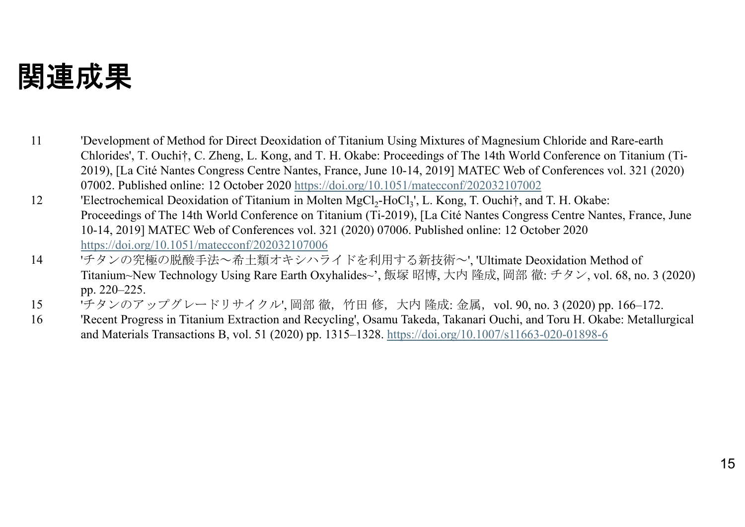# 関連成果

11 'Development of Method for Direct Deoxidation of Titanium Using Mixtures of Magnesium Chloride and Rare-earth Chlorides', T. Ouchi†, C. Zheng, L. Kong, and T. H. Okabe: Proceedings of The 14th World Conference on Titanium (Ti-2019), [La Cité Nantes Congress Centre Nantes, France, June 10-14, 2019] MATEC Web of Conferences vol. 321 (2020) 07002. Published online: 12 October 2020 https://doi.org/10.1051/matecconf/202032107002

12 'Electrochemical Deoxidation of Titanium in Molten $MgCl_2$-$HoCl_3$', L. Kong, T. Ouchi†, and T. H. Okabe: Proceedings of The 14th World Conference on Titanium (Ti-2019), [La Cité Nantes Congress Centre Nantes, France, June 10-14, 2019] MATEC Web of Conferences vol. 321 (2020) 07006. Published online: 12 October 2020 https://doi.org/10.1051/matecconf/202032107006

14 'チタンの究極の脱酸手法～希土類オキシハライドを利用する新技術～', 'Ultimate Deoxidation Method of Titanium~New Technology Using Rare Earth Oxyhalides~', 飯塚 昭博, 大内 隆成, 岡部 徹: チタン, vol. 68, no. 3 (2020) pp. 220–225.

15 'チタンのアップグレードリサイクル', 岡部 徹，竹田 修，大内 隆成: 金属，vol. 90, no. 3 (2020) pp. 166–172.

16 'Recent Progress in Titanium Extraction and Recycling', Osamu Takeda, Takanari Ouchi, and Toru H. Okabe: Metallurgical and Materials Transactions B, vol. 51 (2020) pp. 1315–1328. https://doi.org/10.1007/s11663-020-01898-6